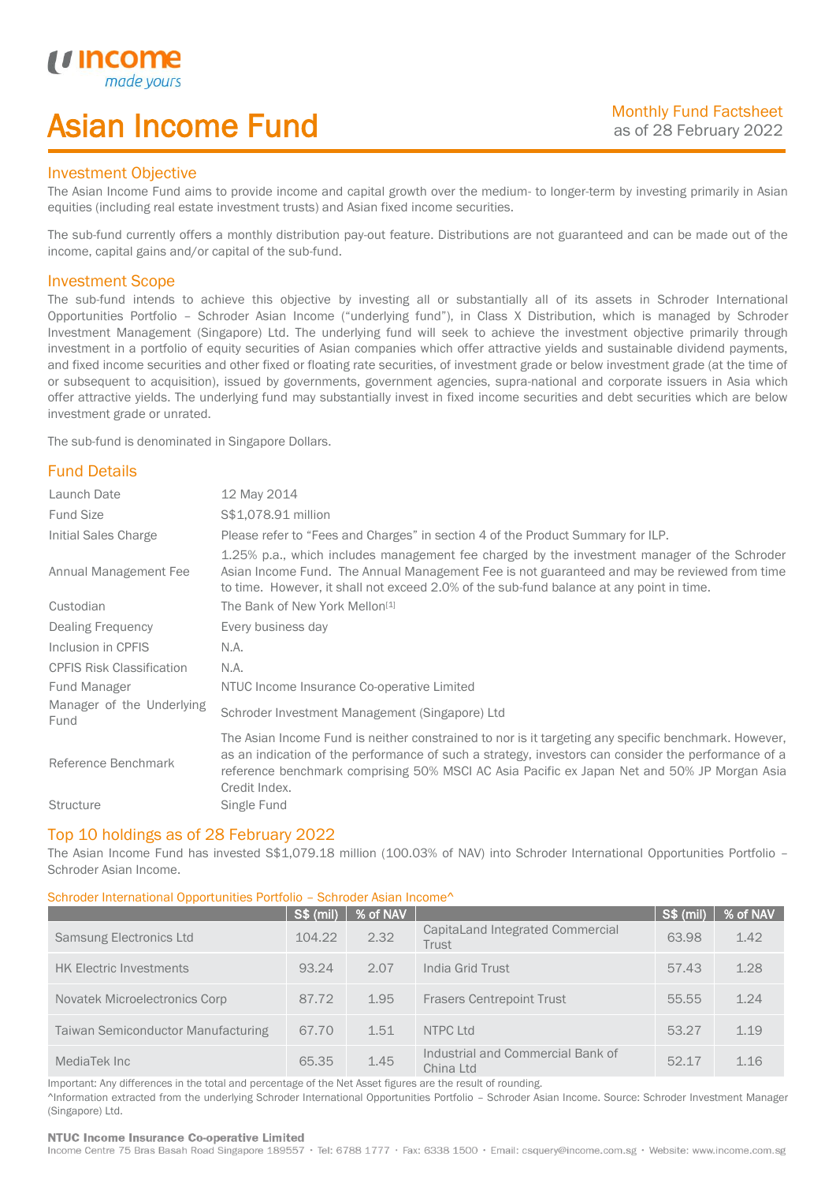income made yours

# Asian Income Fund

Monthly Fund Factsheet
as of 28 February 2022

## Investment Objective

The Asian Income Fund aims to provide income and capital growth over the medium- to longer-term by investing primarily in Asian equities (including real estate investment trusts) and Asian fixed income securities.

The sub-fund currently offers a monthly distribution pay-out feature. Distributions are not guaranteed and can be made out of the income, capital gains and/or capital of the sub-fund.

## Investment Scope

The sub-fund intends to achieve this objective by investing all or substantially all of its assets in Schroder International Opportunities Portfolio – Schroder Asian Income ("underlying fund"), in Class X Distribution, which is managed by Schroder Investment Management (Singapore) Ltd. The underlying fund will seek to achieve the investment objective primarily through investment in a portfolio of equity securities of Asian companies which offer attractive yields and sustainable dividend payments, and fixed income securities and other fixed or floating rate securities, of investment grade or below investment grade (at the time of or subsequent to acquisition), issued by governments, government agencies, supra-national and corporate issuers in Asia which offer attractive yields. The underlying fund may substantially invest in fixed income securities and debt securities which are below investment grade or unrated.

The sub-fund is denominated in Singapore Dollars.

## Fund Details

| | |
|---|---|
| Launch Date | 12 May 2014 |
| Fund Size | S$1,078.91 million |
| Initial Sales Charge | Please refer to "Fees and Charges" in section 4 of the Product Summary for ILP. |
| Annual Management Fee | 1.25% p.a., which includes management fee charged by the investment manager of the Schroder Asian Income Fund. The Annual Management Fee is not guaranteed and may be reviewed from time to time. However, it shall not exceed 2.0% of the sub-fund balance at any point in time. |
| Custodian | The Bank of New York Mellon[1] |
| Dealing Frequency | Every business day |
| Inclusion in CPFIS | N.A. |
| CPFIS Risk Classification | N.A. |
| Fund Manager | NTUC Income Insurance Co-operative Limited |
| Manager of the Underlying Fund | Schroder Investment Management (Singapore) Ltd |
| Reference Benchmark | The Asian Income Fund is neither constrained to nor is it targeting any specific benchmark. However, as an indication of the performance of such a strategy, investors can consider the performance of a reference benchmark comprising 50% MSCI AC Asia Pacific ex Japan Net and 50% JP Morgan Asia Credit Index. |
| Structure | Single Fund |

## Top 10 holdings as of 28 February 2022

The Asian Income Fund has invested S$1,079.18 million (100.03% of NAV) into Schroder International Opportunities Portfolio – Schroder Asian Income.

Schroder International Opportunities Portfolio – Schroder Asian Income^

| | S$ (mil) | % of NAV | | S$ (mil) | % of NAV |
|---|---|---|---|---|---|
| Samsung Electronics Ltd | 104.22 | 2.32 | CapitaLand Integrated Commercial Trust | 63.98 | 1.42 |
| HK Electric Investments | 93.24 | 2.07 | India Grid Trust | 57.43 | 1.28 |
| Novatek Microelectronics Corp | 87.72 | 1.95 | Frasers Centrepoint Trust | 55.55 | 1.24 |
| Taiwan Semiconductor Manufacturing | 67.70 | 1.51 | NTPC Ltd | 53.27 | 1.19 |
| MediaTek Inc | 65.35 | 1.45 | Industrial and Commercial Bank of China Ltd | 52.17 | 1.16 |

Important: Any differences in the total and percentage of the Net Asset figures are the result of rounding.
^Information extracted from the underlying Schroder International Opportunities Portfolio – Schroder Asian Income. Source: Schroder Investment Manager (Singapore) Ltd.

**NTUC Income Insurance Co-operative Limited**
Income Centre 75 Bras Basah Road Singapore 189557 • Tel: 6788 1777 • Fax: 6338 1500 • Email: csquery@income.com.sg • Website: www.income.com.sg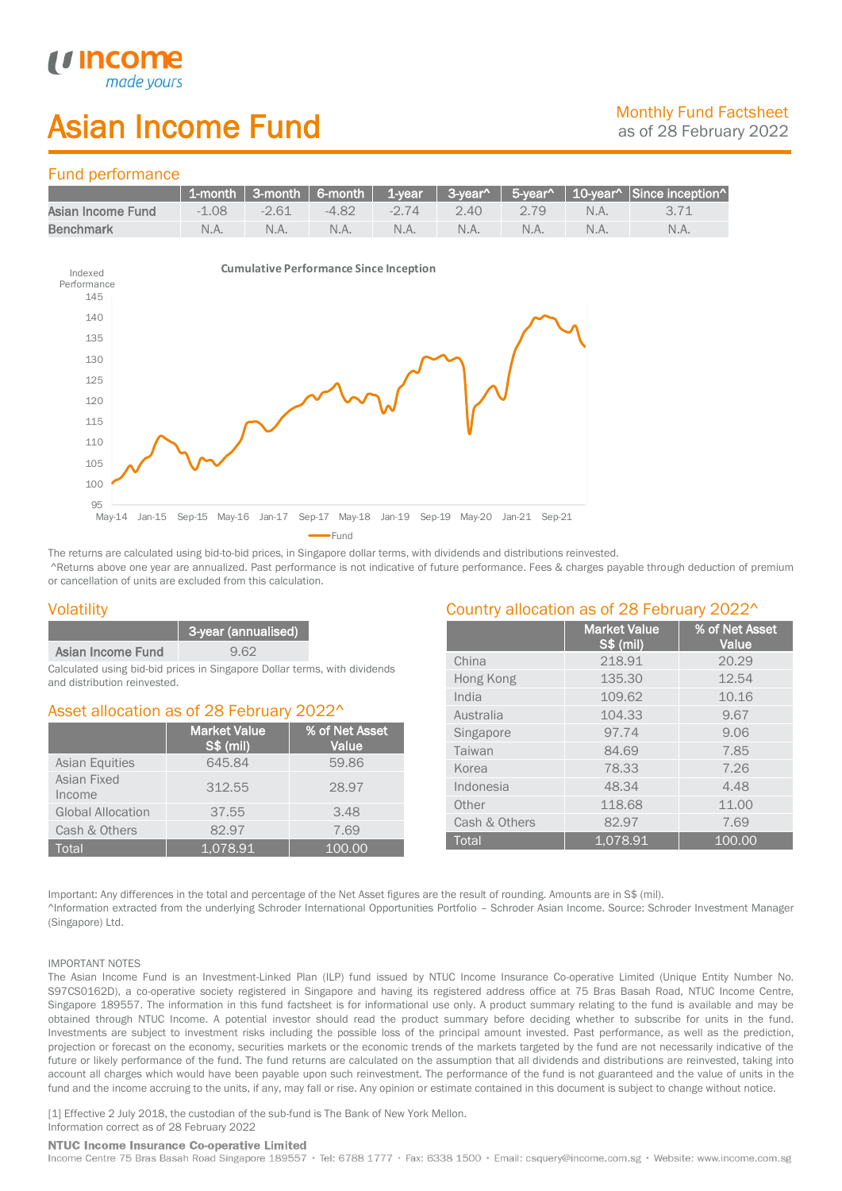# Asian Income Fund

Monthly Fund Factsheet
as of 28 February 2022

## Fund performance

| | 1-month | 3-month | 6-month | 1-year | 3-year^ | 5-year^ | 10-year^ | Since inception^ |
|---|---|---|---|---|---|---|---|---|
| Asian Income Fund | -1.08 | -2.61 | -4.82 | -2.74 | 2.40 | 2.79 | N.A. | 3.71 |
| Benchmark | N.A. | N.A. | N.A. | N.A. | N.A. | N.A. | N.A. | N.A. |

Cumulative Performance Since Inception

Indexed Performance

145
140
135
130
125
120
115
110
105
100
95

May-14 Jan-15 Sep-15 May-16 Jan-17 Sep-17 May-18 Jan-19 Sep-19 May-20 Jan-21 Sep-21

Fund

The returns are calculated using bid-to-bid prices, in Singapore dollar terms, with dividends and distributions reinvested.
^Returns above one year are annualized. Past performance is not indicative of future performance. Fees & charges payable through deduction of premium or cancellation of units are excluded from this calculation.

## Volatility

| | 3-year (annualised) |
|---|---|
| Asian Income Fund | 9.62 |

Calculated using bid-bid prices in Singapore Dollar terms, with dividends and distribution reinvested.

## Asset allocation as of 28 February 2022^

| | Market Value S$ (mil) | % of Net Asset Value |
|---|---|---|
| Asian Equities | 645.84 | 59.86 |
| Asian Fixed Income | 312.55 | 28.97 |
| Global Allocation | 37.55 | 3.48 |
| Cash & Others | 82.97 | 7.69 |
| Total | 1,078.91 | 100.00 |

## Country allocation as of 28 February 2022^

| | Market Value S$ (mil) | % of Net Asset Value |
|---|---|---|
| China | 218.91 | 20.29 |
| Hong Kong | 135.30 | 12.54 |
| India | 109.62 | 10.16 |
| Australia | 104.33 | 9.67 |
| Singapore | 97.74 | 9.06 |
| Taiwan | 84.69 | 7.85 |
| Korea | 78.33 | 7.26 |
| Indonesia | 48.34 | 4.48 |
| Other | 118.68 | 11.00 |
| Cash & Others | 82.97 | 7.69 |
| Total | 1,078.91 | 100.00 |

Important: Any differences in the total and percentage of the Net Asset figures are the result of rounding. Amounts are in S$ (mil).
^Information extracted from the underlying Schroder International Opportunities Portfolio – Schroder Asian Income. Source: Schroder Investment Manager (Singapore) Ltd.

IMPORTANT NOTES
The Asian Income Fund is an Investment-Linked Plan (ILP) fund issued by NTUC Income Insurance Co-operative Limited (Unique Entity Number No. S97CS0162D), a co-operative society registered in Singapore and having its registered address office at 75 Bras Basah Road, NTUC Income Centre, Singapore 189557. The information in this fund factsheet is for informational use only. A product summary relating to the fund is available and may be obtained through NTUC Income. A potential investor should read the product summary before deciding whether to subscribe for units in the fund. Investments are subject to investment risks including the possible loss of the principal amount invested. Past performance, as well as the prediction, projection or forecast on the economy, securities markets or the economic trends of the markets targeted by the fund are not necessarily indicative of the future or likely performance of the fund. The fund returns are calculated on the assumption that all dividends and distributions are reinvested, taking into account all charges which would have been payable upon such reinvestment. The performance of the fund is not guaranteed and the value of units in the fund and the income accruing to the units, if any, may fall or rise. Any opinion or estimate contained in this document is subject to change without notice.

[1] Effective 2 July 2018, the custodian of the sub-fund is The Bank of New York Mellon.
Information correct as of 28 February 2022

**NTUC Income Insurance Co-operative Limited**
Income Centre 75 Bras Basah Road Singapore 189557 · Tel: 6788 1777 · Fax: 6338 1500 · Email: csquery@income.com.sg · Website: www.income.com.sg